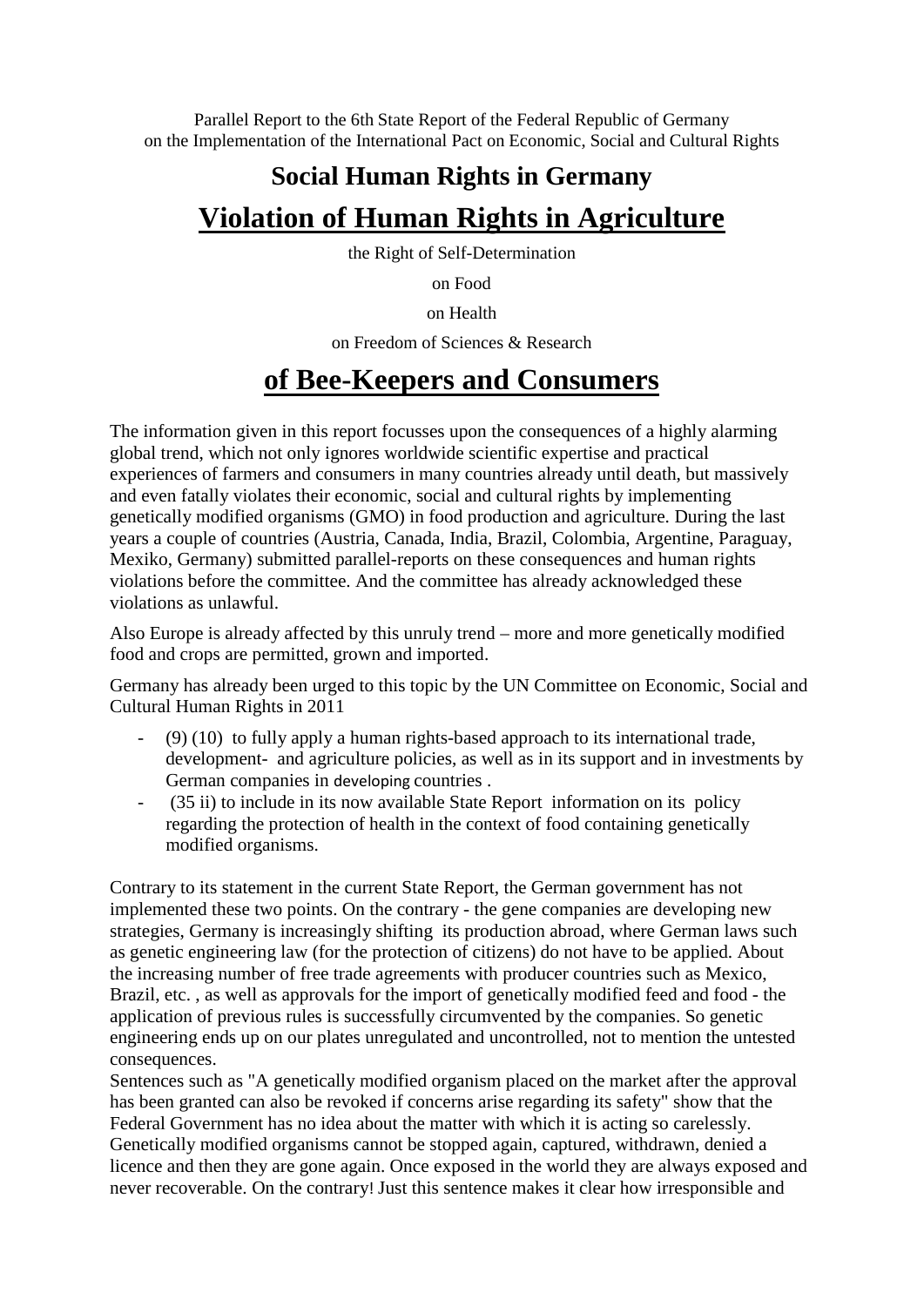Parallel Report to the 6th State Report of the Federal Republic of Germany
on the Implementation of the International Pact on Economic, Social and Cultural Rights

# Social Human Rights in Germany

# Violation of Human Rights in Agriculture

the Right of Self-Determination

on Food

on Health

on Freedom of Sciences & Research

# of Bee-Keepers and Consumers

The information given in this report focusses upon the consequences of a highly alarming global trend, which not only ignores worldwide scientific expertise and practical experiences of farmers and consumers in many countries already until death, but massively and even fatally violates their economic, social and cultural rights by implementing genetically modified organisms (GMO) in food production and agriculture. During the last years a couple of countries (Austria, Canada, India, Brazil, Colombia, Argentine, Paraguay, Mexiko, Germany) submitted parallel-reports on these consequences and human rights violations before the committee. And the committee has already acknowledged these violations as unlawful.

Also Europe is already affected by this unruly trend – more and more genetically modified food and crops are permitted, grown and imported.

Germany has already been urged to this topic by the UN Committee on Economic, Social and Cultural Human Rights in 2011

- (9) (10) to fully apply a human rights-based approach to its international trade, development- and agriculture policies, as well as in its support and in investments by German companies in developing countries .
- (35 ii) to include in its now available State Report information on its policy regarding the protection of health in the context of food containing genetically modified organisms.

Contrary to its statement in the current State Report, the German government has not implemented these two points. On the contrary - the gene companies are developing new strategies, Germany is increasingly shifting its production abroad, where German laws such as genetic engineering law (for the protection of citizens) do not have to be applied. About the increasing number of free trade agreements with producer countries such as Mexico, Brazil, etc. , as well as approvals for the import of genetically modified feed and food - the application of previous rules is successfully circumvented by the companies. So genetic engineering ends up on our plates unregulated and uncontrolled, not to mention the untested consequences.

Sentences such as "A genetically modified organism placed on the market after the approval has been granted can also be revoked if concerns arise regarding its safety" show that the Federal Government has no idea about the matter with which it is acting so carelessly. Genetically modified organisms cannot be stopped again, captured, withdrawn, denied a licence and then they are gone again. Once exposed in the world they are always exposed and never recoverable. On the contrary! Just this sentence makes it clear how irresponsible and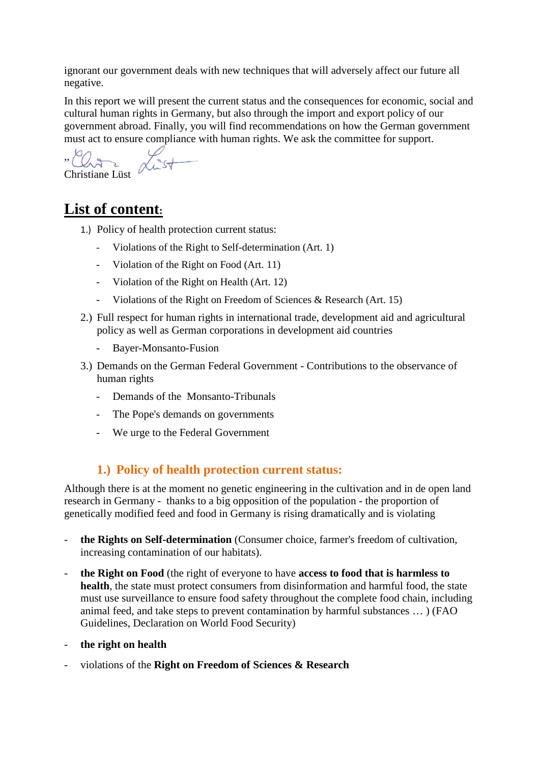ignorant our government deals with new techniques that will adversely affect our future all negative.

In this report we will present the current status and the consequences for economic, social and cultural human rights in Germany, but also through the import and export policy of our government abroad. Finally, you will find recommendations on how the German government must act to ensure compliance with human rights. We ask the committee for support.

Christiane Lüst

# List of content:

1.) Policy of health protection current status:
   - Violations of the Right to Self-determination (Art. 1)
   - Violation of the Right on Food (Art. 11)
   - Violation of the Right on Health (Art. 12)
   - Violations of the Right on Freedom of Sciences & Research (Art. 15)
2.) Full respect for human rights in international trade, development aid and agricultural policy as well as German corporations in development aid countries
   - Bayer-Monsanto-Fusion
3.) Demands on the German Federal Government - Contributions to the observance of human rights
   - Demands of the Monsanto-Tribunals
   - The Pope's demands on governments
   - We urge to the Federal Government

## 1.) Policy of health protection current status:

Although there is at the moment no genetic engineering in the cultivation and in de open land research in Germany - thanks to a big opposition of the population - the proportion of genetically modified feed and food in Germany is rising dramatically and is violating

- **the Rights on Self-determination** (Consumer choice, farmer's freedom of cultivation, increasing contamination of our habitats).
- **the Right on Food** (the right of everyone to have **access to food that is harmless to health**, the state must protect consumers from disinformation and harmful food, the state must use surveillance to ensure food safety throughout the complete food chain, including animal feed, and take steps to prevent contamination by harmful substances … ) (FAO Guidelines, Declaration on World Food Security)
- **the right on health**
- violations of the **Right on Freedom of Sciences & Research**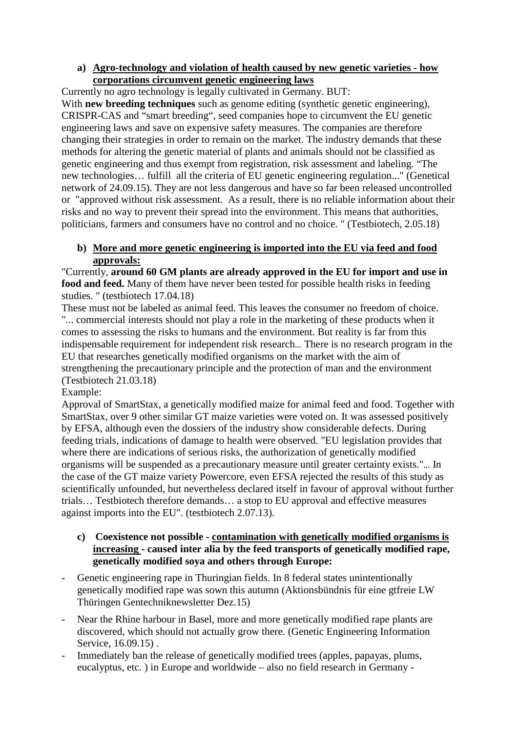a) **<u>Agro-technology and violation of health caused by new genetic varieties - how corporations circumvent genetic engineering laws</u>**

Currently no agro technology is legally cultivated in Germany. BUT:
With **new breeding techniques** such as genome editing (synthetic genetic engineering), CRISPR-CAS and "smart breeding", seed companies hope to circumvent the EU genetic engineering laws and save on expensive safety measures. The companies are therefore changing their strategies in order to remain on the market. The industry demands that these methods for altering the genetic material of plants and animals should not be classified as genetic engineering and thus exempt from registration, risk assessment and labeling. "The new technologies… fulfill all the criteria of EU genetic engineering regulation..." (Genetical network of 24.09.15). They are not less dangerous and have so far been released uncontrolled or "approved without risk assessment. As a result, there is no reliable information about their risks and no way to prevent their spread into the environment. This means that authorities, politicians, farmers and consumers have no control and no choice. " (Testbiotech, 2.05.18)

b) **<u>More and more genetic engineering is imported into the EU via feed and food approvals:</u>**

"Currently, **around 60 GM plants are already approved in the EU for import and use in food and feed.** Many of them have never been tested for possible health risks in feeding studies. " (testbiotech 17.04.18)
These must not be labeled as animal feed. This leaves the consumer no freedom of choice. "... commercial interests should not play a role in the marketing of these products when it comes to assessing the risks to humans and the environment. But reality is far from this indispensable requirement for independent risk research... There is no research program in the EU that researches genetically modified organisms on the market with the aim of strengthening the precautionary principle and the protection of man and the environment (Testbiotech 21.03.18)
Example:
Approval of SmartStax, a genetically modified maize for animal feed and food. Together with SmartStax, over 9 other similar GT maize varieties were voted on. It was assessed positively by EFSA, although even the dossiers of the industry show considerable defects. During feeding trials, indications of damage to health were observed. "EU legislation provides that where there are indications of serious risks, the authorization of genetically modified organisms will be suspended as a precautionary measure until greater certainty exists."... In the case of the GT maize variety Powercore, even EFSA rejected the results of this study as scientifically unfounded, but nevertheless declared itself in favour of approval without further trials… Testbiotech therefore demands… a stop to EU approval and effective measures against imports into the EU". (testbiotech 2.07.13).

c) **Coexistence not possible - <u>contamination with genetically modified organisms is increasing</u> - caused inter alia by the feed transports of genetically modified rape, genetically modified soya and others through Europe:**

- Genetic engineering rape in Thuringian fields. In 8 federal states unintentionally genetically modified rape was sown this autumn (Aktionsbündnis für eine gtfreie LW Thüringen Gentechniknewsletter Dez.15)
- Near the Rhine harbour in Basel, more and more genetically modified rape plants are discovered, which should not actually grow there. (Genetic Engineering Information Service, 16.09.15) .
- Immediately ban the release of genetically modified trees (apples, papayas, plums, eucalyptus, etc. ) in Europe and worldwide – also no field research in Germany -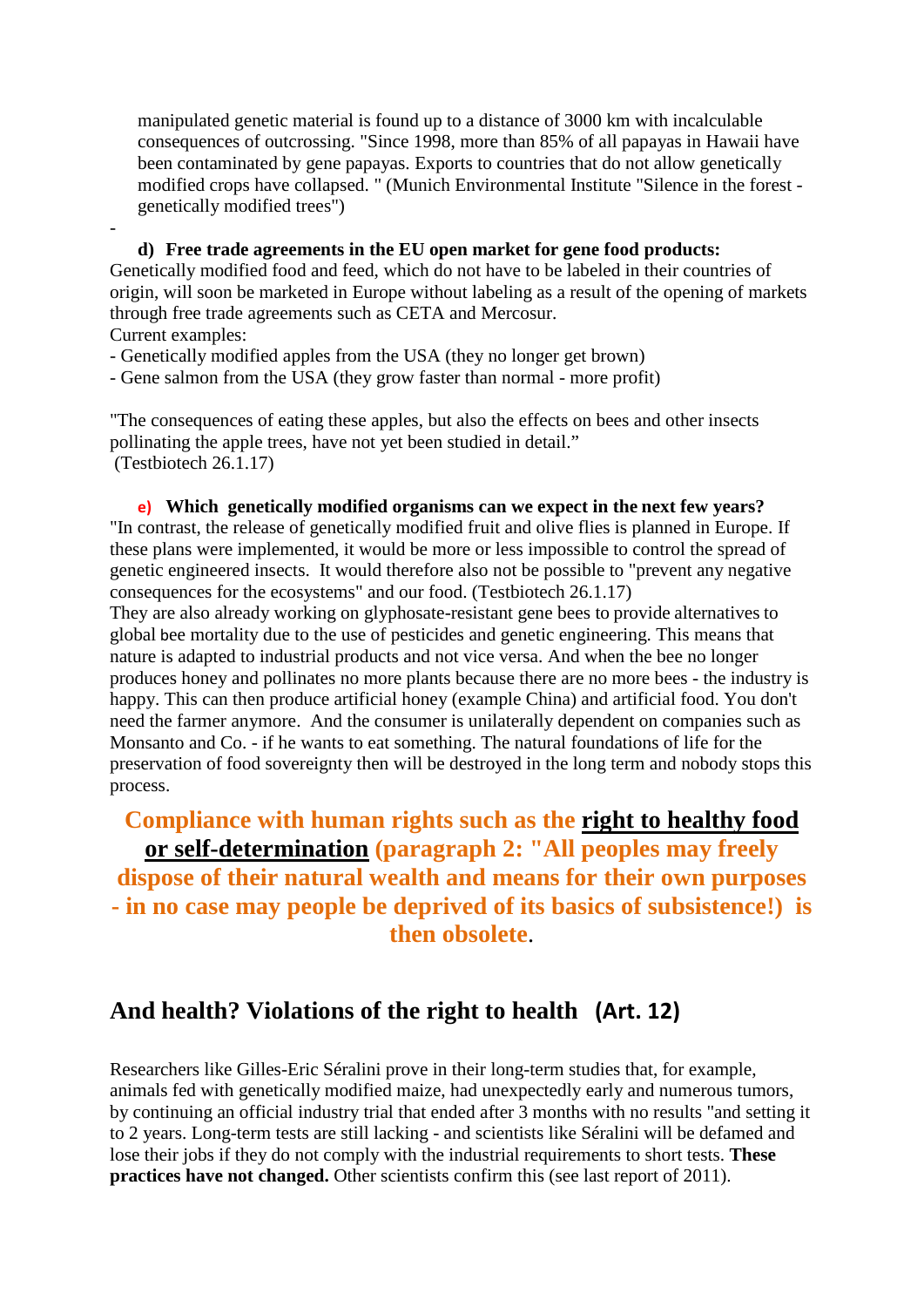manipulated genetic material is found up to a distance of 3000 km with incalculable consequences of outcrossing. "Since 1998, more than 85% of all papayas in Hawaii have been contaminated by gene papayas. Exports to countries that do not allow genetically modified crops have collapsed. " (Munich Environmental Institute "Silence in the forest - genetically modified trees")

-

**d) Free trade agreements in the EU open market for gene food products:**

Genetically modified food and feed, which do not have to be labeled in their countries of origin, will soon be marketed in Europe without labeling as a result of the opening of markets through free trade agreements such as CETA and Mercosur.

Current examples:

- Genetically modified apples from the USA (they no longer get brown)
- Gene salmon from the USA (they grow faster than normal - more profit)

"The consequences of eating these apples, but also the effects on bees and other insects pollinating the apple trees, have not yet been studied in detail."
(Testbiotech 26.1.17)

**e) Which genetically modified organisms can we expect in the next few years?**

"In contrast, the release of genetically modified fruit and olive flies is planned in Europe. If these plans were implemented, it would be more or less impossible to control the spread of genetic engineered insects. It would therefore also not be possible to "prevent any negative consequences for the ecosystems" and our food. (Testbiotech 26.1.17)

They are also already working on glyphosate-resistant gene bees to provide alternatives to global bee mortality due to the use of pesticides and genetic engineering. This means that nature is adapted to industrial products and not vice versa. And when the bee no longer produces honey and pollinates no more plants because there are no more bees - the industry is happy. This can then produce artificial honey (example China) and artificial food. You don't need the farmer anymore. And the consumer is unilaterally dependent on companies such as Monsanto and Co. - if he wants to eat something. The natural foundations of life for the preservation of food sovereignty then will be destroyed in the long term and nobody stops this process.

**Compliance with human rights such as the <u>right to healthy food or self-determination</u> (paragraph 2: "All peoples may freely dispose of their natural wealth and means for their own purposes - in no case may people be deprived of its basics of subsistence!) is then obsolete.**

## And health? Violations of the right to health (Art. 12)

Researchers like Gilles-Eric Séralini prove in their long-term studies that, for example, animals fed with genetically modified maize, had unexpectedly early and numerous tumors, by continuing an official industry trial that ended after 3 months with no results "and setting it to 2 years. Long-term tests are still lacking - and scientists like Séralini will be defamed and lose their jobs if they do not comply with the industrial requirements to short tests. **These practices have not changed.** Other scientists confirm this (see last report of 2011).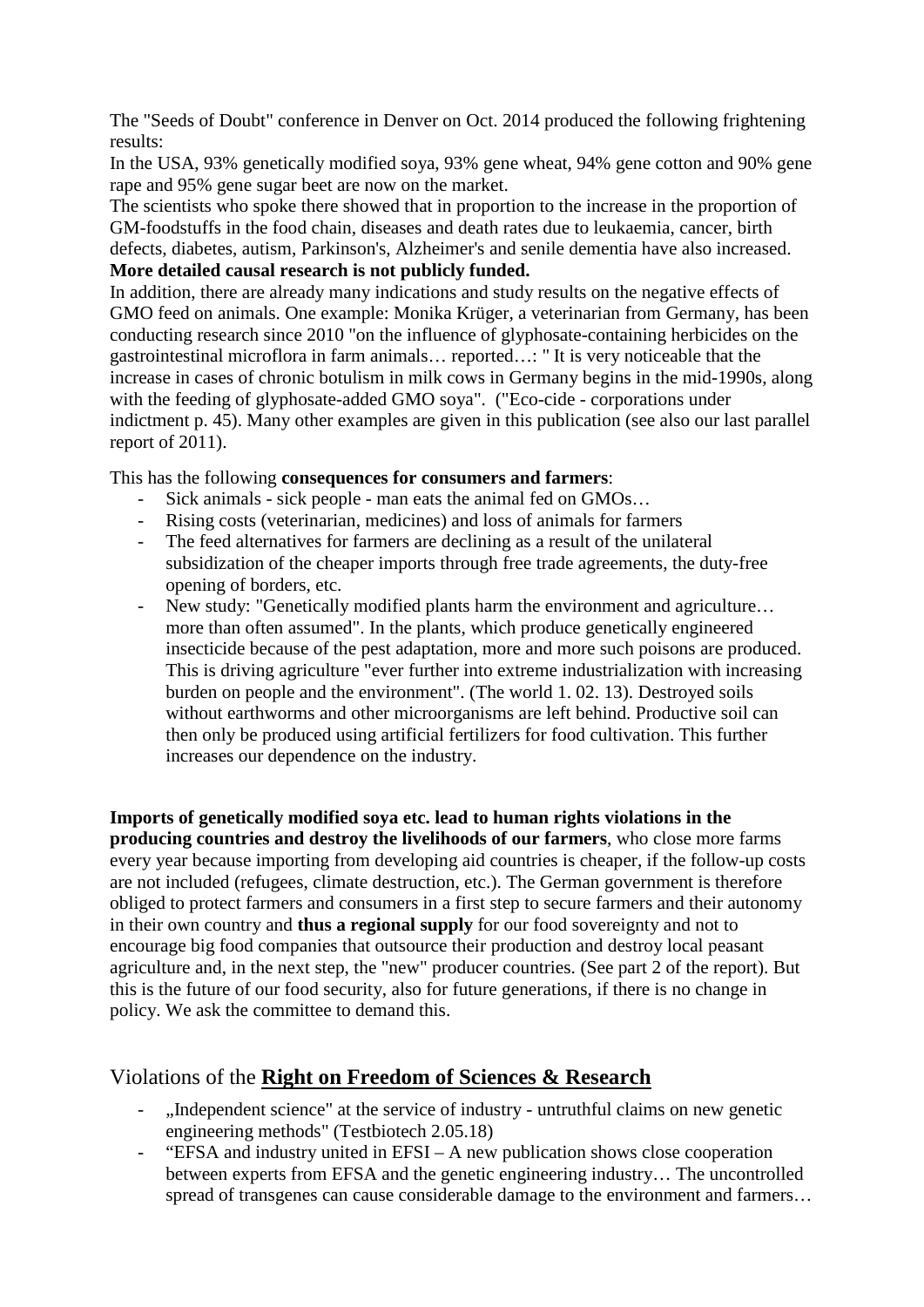The "Seeds of Doubt" conference in Denver on Oct. 2014 produced the following frightening results:

In the USA, 93% genetically modified soya, 93% gene wheat, 94% gene cotton and 90% gene rape and 95% gene sugar beet are now on the market.

The scientists who spoke there showed that in proportion to the increase in the proportion of GM-foodstuffs in the food chain, diseases and death rates due to leukaemia, cancer, birth defects, diabetes, autism, Parkinson's, Alzheimer's and senile dementia have also increased.

**More detailed causal research is not publicly funded.**

In addition, there are already many indications and study results on the negative effects of GMO feed on animals. One example: Monika Krüger, a veterinarian from Germany, has been conducting research since 2010 "on the influence of glyphosate-containing herbicides on the gastrointestinal microflora in farm animals… reported…: " It is very noticeable that the increase in cases of chronic botulism in milk cows in Germany begins in the mid-1990s, along with the feeding of glyphosate-added GMO soya". ("Eco-cide - corporations under indictment p. 45). Many other examples are given in this publication (see also our last parallel report of 2011).

This has the following **consequences for consumers and farmers**:

- Sick animals - sick people - man eats the animal fed on GMOs…
- Rising costs (veterinarian, medicines) and loss of animals for farmers
- The feed alternatives for farmers are declining as a result of the unilateral subsidization of the cheaper imports through free trade agreements, the duty-free opening of borders, etc.
- New study: "Genetically modified plants harm the environment and agriculture… more than often assumed". In the plants, which produce genetically engineered insecticide because of the pest adaptation, more and more such poisons are produced. This is driving agriculture "ever further into extreme industrialization with increasing burden on people and the environment". (The world 1. 02. 13). Destroyed soils without earthworms and other microorganisms are left behind. Productive soil can then only be produced using artificial fertilizers for food cultivation. This further increases our dependence on the industry.

**Imports of genetically modified soya etc. lead to human rights violations in the producing countries and destroy the livelihoods of our farmers**, who close more farms every year because importing from developing aid countries is cheaper, if the follow-up costs are not included (refugees, climate destruction, etc.). The German government is therefore obliged to protect farmers and consumers in a first step to secure farmers and their autonomy in their own country and **thus a regional supply** for our food sovereignty and not to encourage big food companies that outsource their production and destroy local peasant agriculture and, in the next step, the "new" producer countries. (See part 2 of the report). But this is the future of our food security, also for future generations, if there is no change in policy. We ask the committee to demand this.

## Violations of the **Right on Freedom of Sciences & Research**

- „Independent science" at the service of industry - untruthful claims on new genetic engineering methods" (Testbiotech 2.05.18)
- "EFSA and industry united in EFSI – A new publication shows close cooperation between experts from EFSA and the genetic engineering industry… The uncontrolled spread of transgenes can cause considerable damage to the environment and farmers…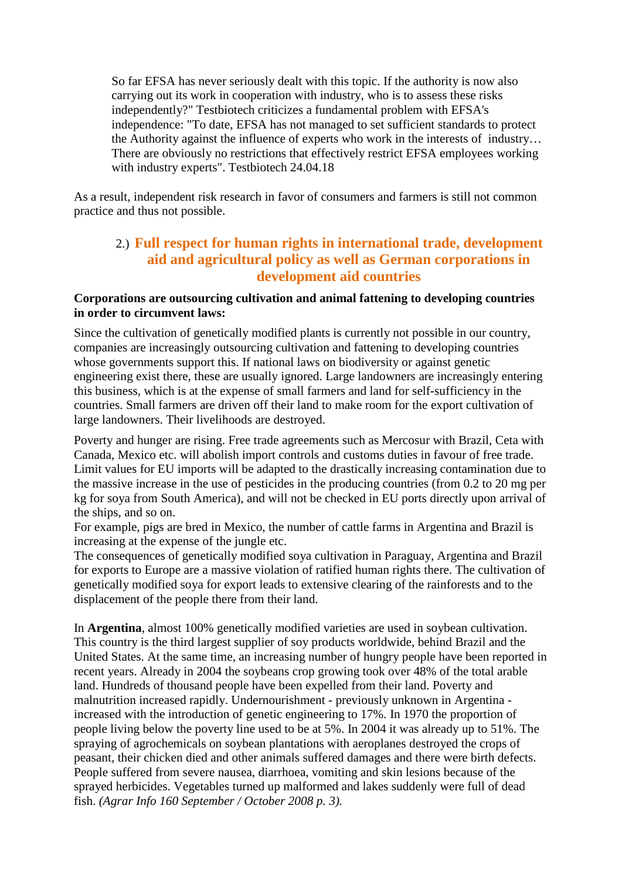> So far EFSA has never seriously dealt with this topic. If the authority is now also carrying out its work in cooperation with industry, who is to assess these risks independently?" Testbiotech criticizes a fundamental problem with EFSA's independence: "To date, EFSA has not managed to set sufficient standards to protect the Authority against the influence of experts who work in the interests of industry… There are obviously no restrictions that effectively restrict EFSA employees working with industry experts". Testbiotech 24.04.18

As a result, independent risk research in favor of consumers and farmers is still not common practice and thus not possible.

## 2.) Full respect for human rights in international trade, development aid and agricultural policy as well as German corporations in development aid countries

**Corporations are outsourcing cultivation and animal fattening to developing countries in order to circumvent laws:**

Since the cultivation of genetically modified plants is currently not possible in our country, companies are increasingly outsourcing cultivation and fattening to developing countries whose governments support this. If national laws on biodiversity or against genetic engineering exist there, these are usually ignored. Large landowners are increasingly entering this business, which is at the expense of small farmers and land for self-sufficiency in the countries. Small farmers are driven off their land to make room for the export cultivation of large landowners. Their livelihoods are destroyed.

Poverty and hunger are rising. Free trade agreements such as Mercosur with Brazil, Ceta with Canada, Mexico etc. will abolish import controls and customs duties in favour of free trade. Limit values for EU imports will be adapted to the drastically increasing contamination due to the massive increase in the use of pesticides in the producing countries (from 0.2 to 20 mg per kg for soya from South America), and will not be checked in EU ports directly upon arrival of the ships, and so on.
For example, pigs are bred in Mexico, the number of cattle farms in Argentina and Brazil is increasing at the expense of the jungle etc.
The consequences of genetically modified soya cultivation in Paraguay, Argentina and Brazil for exports to Europe are a massive violation of ratified human rights there. The cultivation of genetically modified soya for export leads to extensive clearing of the rainforests and to the displacement of the people there from their land.

In **Argentina**, almost 100% genetically modified varieties are used in soybean cultivation. This country is the third largest supplier of soy products worldwide, behind Brazil and the United States. At the same time, an increasing number of hungry people have been reported in recent years. Already in 2004 the soybeans crop growing took over 48% of the total arable land. Hundreds of thousand people have been expelled from their land. Poverty and malnutrition increased rapidly. Undernourishment - previously unknown in Argentina - increased with the introduction of genetic engineering to 17%. In 1970 the proportion of people living below the poverty line used to be at 5%. In 2004 it was already up to 51%. The spraying of agrochemicals on soybean plantations with aeroplanes destroyed the crops of peasant, their chicken died and other animals suffered damages and there were birth defects. People suffered from severe nausea, diarrhoea, vomiting and skin lesions because of the sprayed herbicides. Vegetables turned up malformed and lakes suddenly were full of dead fish. *(Agrar Info 160 September / October 2008 p. 3).*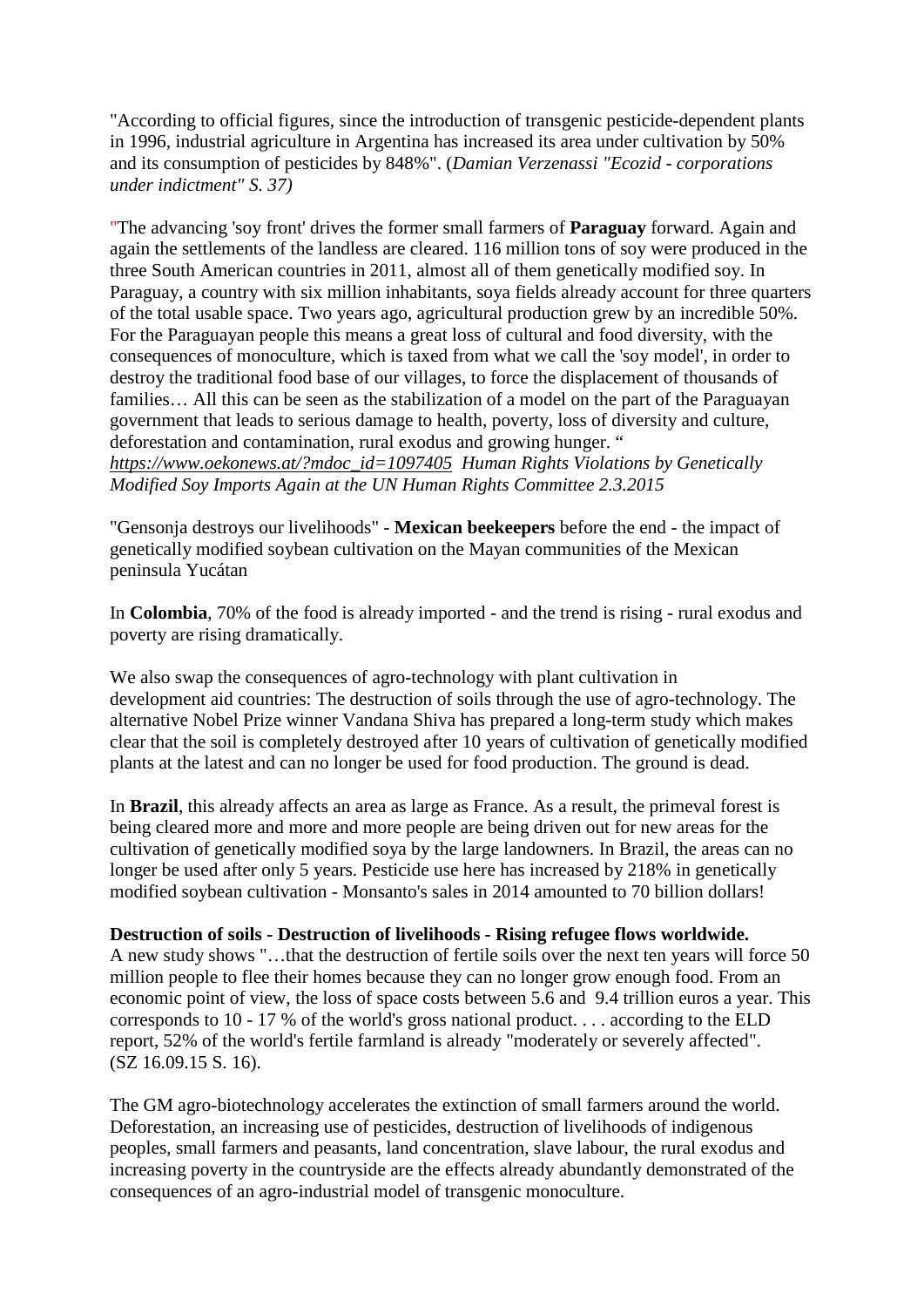"According to official figures, since the introduction of transgenic pesticide-dependent plants in 1996, industrial agriculture in Argentina has increased its area under cultivation by 50% and its consumption of pesticides by 848%". (*Damian Verzenassi "Ecozid - corporations under indictment" S. 37)*

"The advancing 'soy front' drives the former small farmers of **Paraguay** forward. Again and again the settlements of the landless are cleared. 116 million tons of soy were produced in the three South American countries in 2011, almost all of them genetically modified soy. In Paraguay, a country with six million inhabitants, soya fields already account for three quarters of the total usable space. Two years ago, agricultural production grew by an incredible 50%. For the Paraguayan people this means a great loss of cultural and food diversity, with the consequences of monoculture, which is taxed from what we call the 'soy model', in order to destroy the traditional food base of our villages, to force the displacement of thousands of families… All this can be seen as the stabilization of a model on the part of the Paraguayan government that leads to serious damage to health, poverty, loss of diversity and culture, deforestation and contamination, rural exodus and growing hunger. "
*https://www.oekonews.at/?mdoc_id=1097405 Human Rights Violations by Genetically Modified Soy Imports Again at the UN Human Rights Committee 2.3.2015*

"Gensonja destroys our livelihoods" - **Mexican beekeepers** before the end - the impact of genetically modified soybean cultivation on the Mayan communities of the Mexican peninsula Yucátan

In **Colombia**, 70% of the food is already imported - and the trend is rising - rural exodus and poverty are rising dramatically.

We also swap the consequences of agro-technology with plant cultivation in development aid countries: The destruction of soils through the use of agro-technology. The alternative Nobel Prize winner Vandana Shiva has prepared a long-term study which makes clear that the soil is completely destroyed after 10 years of cultivation of genetically modified plants at the latest and can no longer be used for food production. The ground is dead.

In **Brazil**, this already affects an area as large as France. As a result, the primeval forest is being cleared more and more and more people are being driven out for new areas for the cultivation of genetically modified soya by the large landowners. In Brazil, the areas can no longer be used after only 5 years. Pesticide use here has increased by 218% in genetically modified soybean cultivation - Monsanto's sales in 2014 amounted to 70 billion dollars!

**Destruction of soils - Destruction of livelihoods - Rising refugee flows worldwide.**
A new study shows "…that the destruction of fertile soils over the next ten years will force 50 million people to flee their homes because they can no longer grow enough food. From an economic point of view, the loss of space costs between 5.6 and 9.4 trillion euros a year. This corresponds to 10 - 17 % of the world's gross national product. . . . according to the ELD report, 52% of the world's fertile farmland is already "moderately or severely affected". (SZ 16.09.15 S. 16).

The GM agro-biotechnology accelerates the extinction of small farmers around the world. Deforestation, an increasing use of pesticides, destruction of livelihoods of indigenous peoples, small farmers and peasants, land concentration, slave labour, the rural exodus and increasing poverty in the countryside are the effects already abundantly demonstrated of the consequences of an agro-industrial model of transgenic monoculture.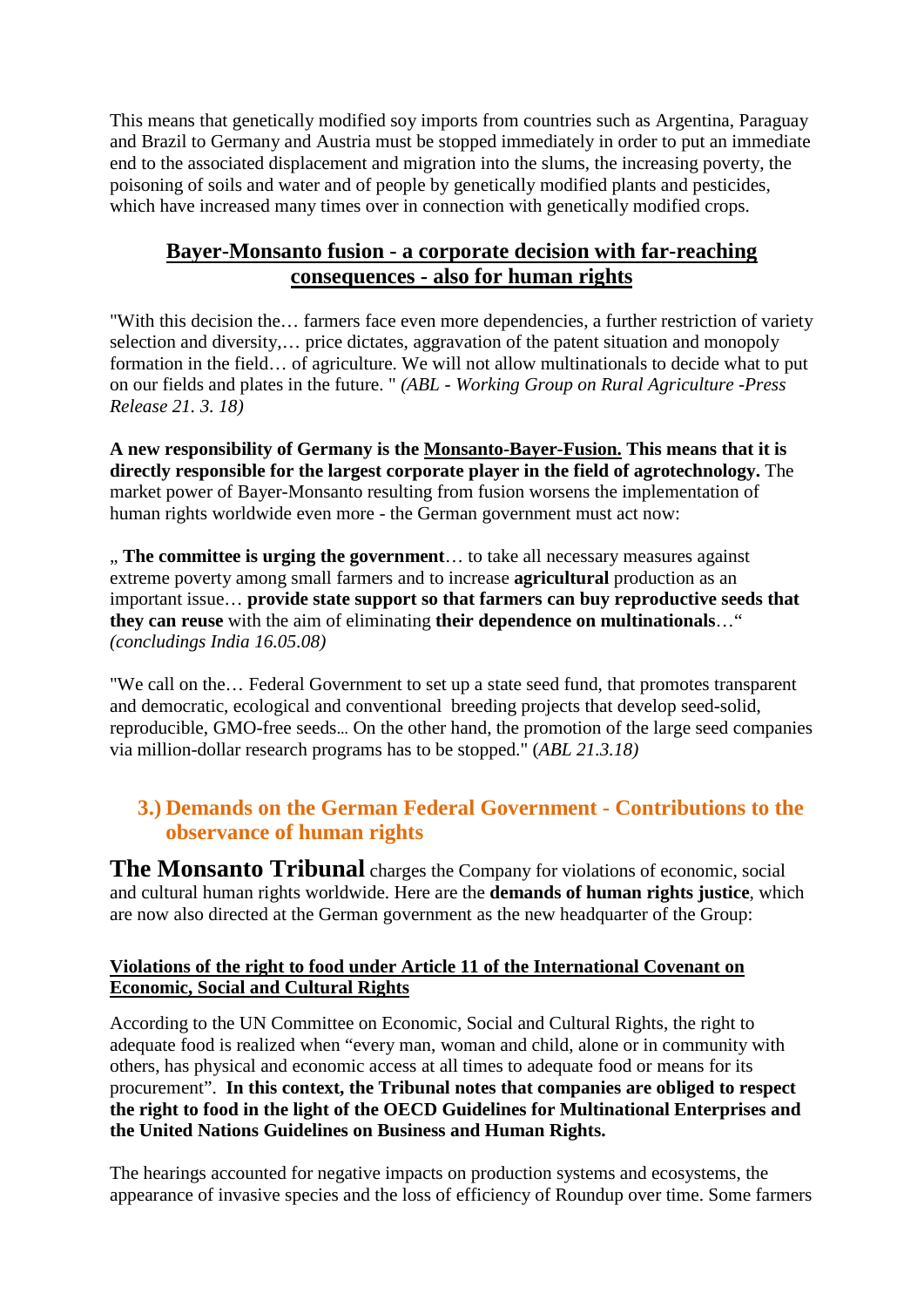This means that genetically modified soy imports from countries such as Argentina, Paraguay and Brazil to Germany and Austria must be stopped immediately in order to put an immediate end to the associated displacement and migration into the slums, the increasing poverty, the poisoning of soils and water and of people by genetically modified plants and pesticides, which have increased many times over in connection with genetically modified crops.

## Bayer-Monsanto fusion - a corporate decision with far-reaching consequences - also for human rights

"With this decision the… farmers face even more dependencies, a further restriction of variety selection and diversity,… price dictates, aggravation of the patent situation and monopoly formation in the field… of agriculture. We will not allow multinationals to decide what to put on our fields and plates in the future. " *(ABL - Working Group on Rural Agriculture -Press Release 21. 3. 18)*

**A new responsibility of Germany is the Monsanto-Bayer-Fusion. This means that it is directly responsible for the largest corporate player in the field of agrotechnology.** The market power of Bayer-Monsanto resulting from fusion worsens the implementation of human rights worldwide even more - the German government must act now:

„ **The committee is urging the government**… to take all necessary measures against extreme poverty among small farmers and to increase **agricultural** production as an important issue… **provide state support so that farmers can buy reproductive seeds that they can reuse** with the aim of eliminating **their dependence on multinationals**…" *(concludings India 16.05.08)*

"We call on the… Federal Government to set up a state seed fund, that promotes transparent and democratic, ecological and conventional breeding projects that develop seed-solid, reproducible, GMO-free seeds… On the other hand, the promotion of the large seed companies via million-dollar research programs has to be stopped." (*ABL 21.3.18)*

## 3.) Demands on the German Federal Government - Contributions to the observance of human rights

**The Monsanto Tribunal** charges the Company for violations of economic, social and cultural human rights worldwide. Here are the **demands of human rights justice**, which are now also directed at the German government as the new headquarter of the Group:

### Violations of the right to food under Article 11 of the International Covenant on Economic, Social and Cultural Rights

According to the UN Committee on Economic, Social and Cultural Rights, the right to adequate food is realized when "every man, woman and child, alone or in community with others, has physical and economic access at all times to adequate food or means for its procurement". **In this context, the Tribunal notes that companies are obliged to respect the right to food in the light of the OECD Guidelines for Multinational Enterprises and the United Nations Guidelines on Business and Human Rights.**

The hearings accounted for negative impacts on production systems and ecosystems, the appearance of invasive species and the loss of efficiency of Roundup over time. Some farmers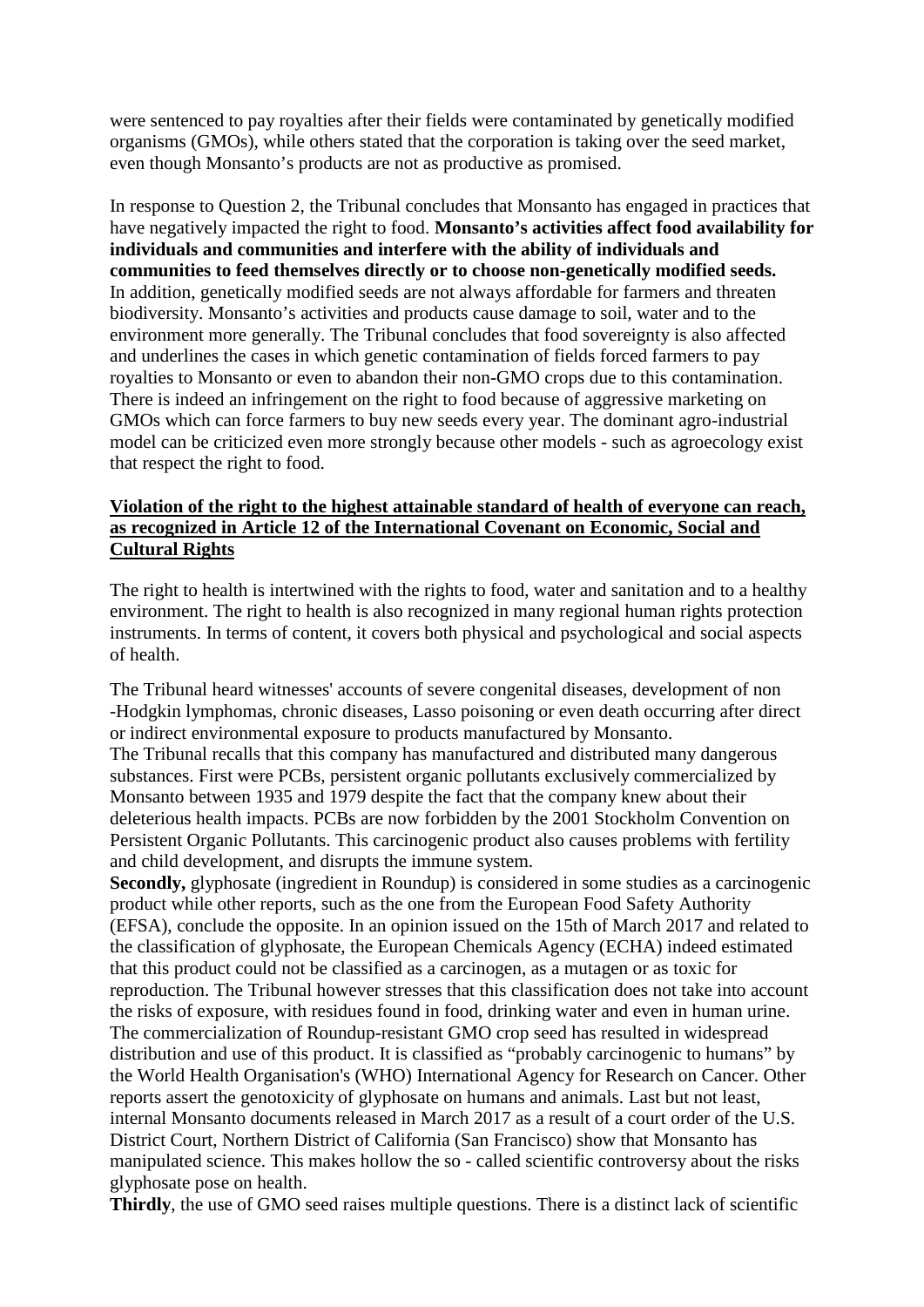were sentenced to pay royalties after their fields were contaminated by genetically modified organisms (GMOs), while others stated that the corporation is taking over the seed market, even though Monsanto's products are not as productive as promised.

In response to Question 2, the Tribunal concludes that Monsanto has engaged in practices that have negatively impacted the right to food. **Monsanto's activities affect food availability for individuals and communities and interfere with the ability of individuals and communities to feed themselves directly or to choose non-genetically modified seeds.** In addition, genetically modified seeds are not always affordable for farmers and threaten biodiversity. Monsanto's activities and products cause damage to soil, water and to the environment more generally. The Tribunal concludes that food sovereignty is also affected and underlines the cases in which genetic contamination of fields forced farmers to pay royalties to Monsanto or even to abandon their non-GMO crops due to this contamination. There is indeed an infringement on the right to food because of aggressive marketing on GMOs which can force farmers to buy new seeds every year. The dominant agro-industrial model can be criticized even more strongly because other models - such as agroecology exist that respect the right to food.

**Violation of the right to the highest attainable standard of health of everyone can reach, as recognized in Article 12 of the International Covenant on Economic, Social and Cultural Rights**

The right to health is intertwined with the rights to food, water and sanitation and to a healthy environment. The right to health is also recognized in many regional human rights protection instruments. In terms of content, it covers both physical and psychological and social aspects of health.

The Tribunal heard witnesses' accounts of severe congenital diseases, development of non -Hodgkin lymphomas, chronic diseases, Lasso poisoning or even death occurring after direct or indirect environmental exposure to products manufactured by Monsanto.
The Tribunal recalls that this company has manufactured and distributed many dangerous substances. First were PCBs, persistent organic pollutants exclusively commercialized by Monsanto between 1935 and 1979 despite the fact that the company knew about their deleterious health impacts. PCBs are now forbidden by the 2001 Stockholm Convention on Persistent Organic Pollutants. This carcinogenic product also causes problems with fertility and child development, and disrupts the immune system.
**Secondly,** glyphosate (ingredient in Roundup) is considered in some studies as a carcinogenic product while other reports, such as the one from the European Food Safety Authority (EFSA), conclude the opposite. In an opinion issued on the 15th of March 2017 and related to the classification of glyphosate, the European Chemicals Agency (ECHA) indeed estimated that this product could not be classified as a carcinogen, as a mutagen or as toxic for reproduction. The Tribunal however stresses that this classification does not take into account the risks of exposure, with residues found in food, drinking water and even in human urine. The commercialization of Roundup-resistant GMO crop seed has resulted in widespread distribution and use of this product. It is classified as "probably carcinogenic to humans" by the World Health Organisation's (WHO) International Agency for Research on Cancer. Other reports assert the genotoxicity of glyphosate on humans and animals. Last but not least, internal Monsanto documents released in March 2017 as a result of a court order of the U.S. District Court, Northern District of California (San Francisco) show that Monsanto has manipulated science. This makes hollow the so - called scientific controversy about the risks glyphosate pose on health.
**Thirdly**, the use of GMO seed raises multiple questions. There is a distinct lack of scientific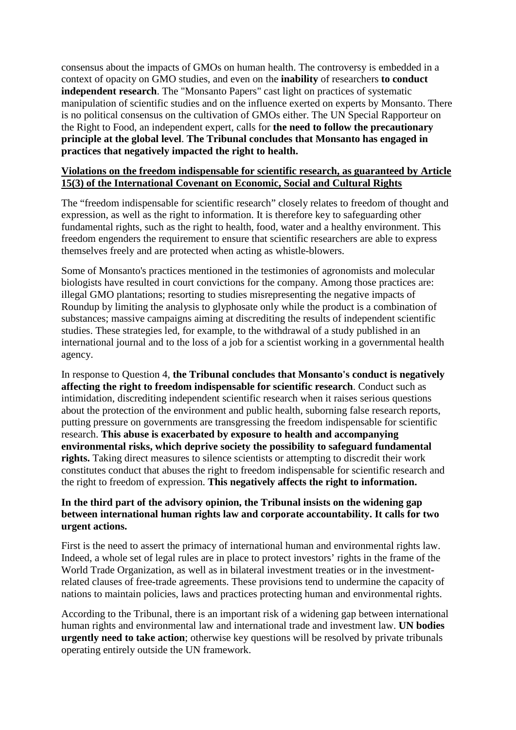consensus about the impacts of GMOs on human health. The controversy is embedded in a context of opacity on GMO studies, and even on the **inability** of researchers **to conduct independent research**. The "Monsanto Papers" cast light on practices of systematic manipulation of scientific studies and on the influence exerted on experts by Monsanto. There is no political consensus on the cultivation of GMOs either. The UN Special Rapporteur on the Right to Food, an independent expert, calls for **the need to follow the precautionary principle at the global level**. **The Tribunal concludes that Monsanto has engaged in practices that negatively impacted the right to health.**

**Violations on the freedom indispensable for scientific research, as guaranteed by Article 15(3) of the International Covenant on Economic, Social and Cultural Rights**

The "freedom indispensable for scientific research" closely relates to freedom of thought and expression, as well as the right to information. It is therefore key to safeguarding other fundamental rights, such as the right to health, food, water and a healthy environment. This freedom engenders the requirement to ensure that scientific researchers are able to express themselves freely and are protected when acting as whistle-blowers.

Some of Monsanto's practices mentioned in the testimonies of agronomists and molecular biologists have resulted in court convictions for the company. Among those practices are: illegal GMO plantations; resorting to studies misrepresenting the negative impacts of Roundup by limiting the analysis to glyphosate only while the product is a combination of substances; massive campaigns aiming at discrediting the results of independent scientific studies. These strategies led, for example, to the withdrawal of a study published in an international journal and to the loss of a job for a scientist working in a governmental health agency.

In response to Question 4, **the Tribunal concludes that Monsanto's conduct is negatively affecting the right to freedom indispensable for scientific research**. Conduct such as intimidation, discrediting independent scientific research when it raises serious questions about the protection of the environment and public health, suborning false research reports, putting pressure on governments are transgressing the freedom indispensable for scientific research. **This abuse is exacerbated by exposure to health and accompanying environmental risks, which deprive society the possibility to safeguard fundamental rights.** Taking direct measures to silence scientists or attempting to discredit their work constitutes conduct that abuses the right to freedom indispensable for scientific research and the right to freedom of expression. **This negatively affects the right to information.**

**In the third part of the advisory opinion, the Tribunal insists on the widening gap between international human rights law and corporate accountability. It calls for two urgent actions.**

First is the need to assert the primacy of international human and environmental rights law. Indeed, a whole set of legal rules are in place to protect investors' rights in the frame of the World Trade Organization, as well as in bilateral investment treaties or in the investment-related clauses of free-trade agreements. These provisions tend to undermine the capacity of nations to maintain policies, laws and practices protecting human and environmental rights.

According to the Tribunal, there is an important risk of a widening gap between international human rights and environmental law and international trade and investment law. **UN bodies urgently need to take action**; otherwise key questions will be resolved by private tribunals operating entirely outside the UN framework.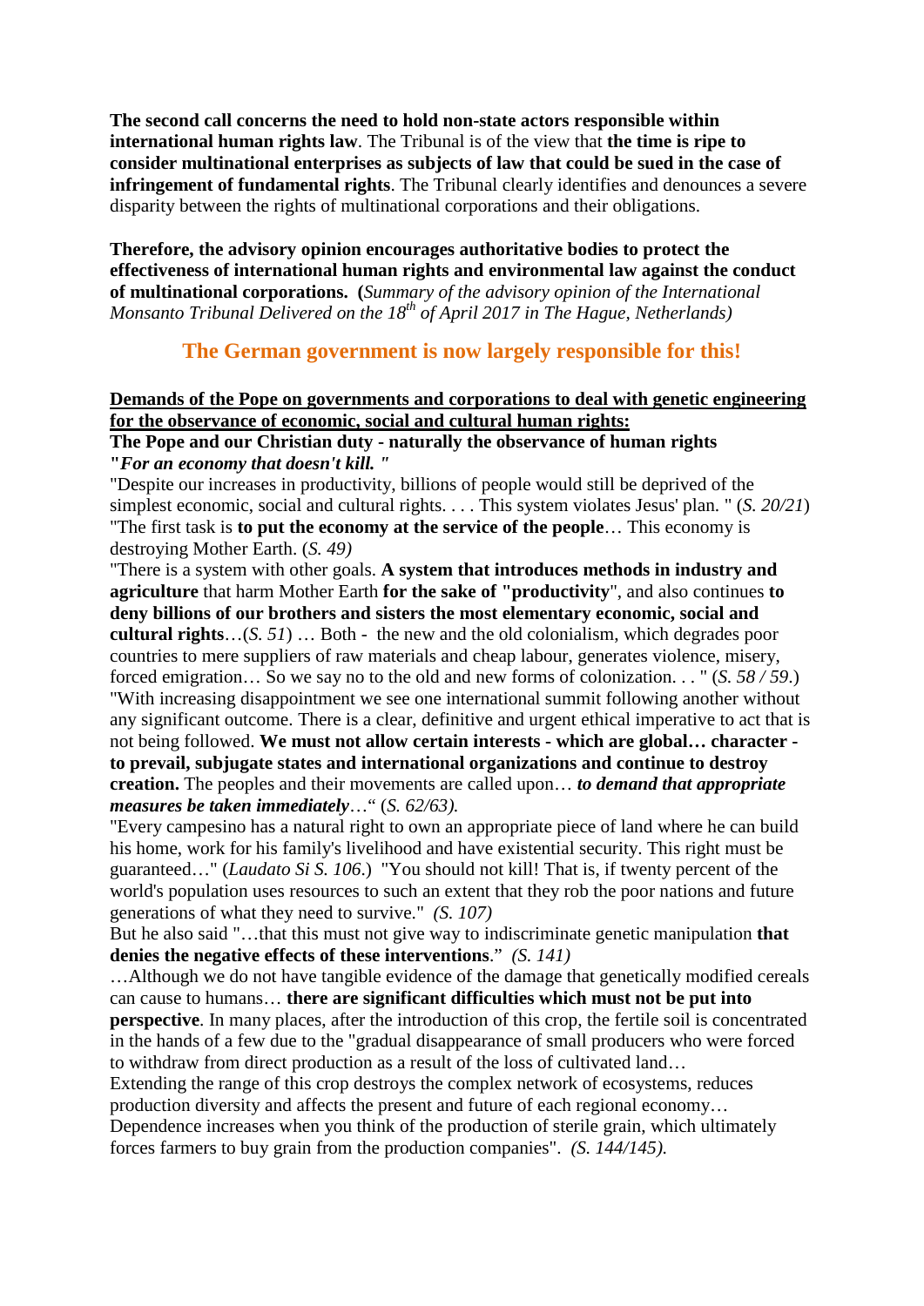**The second call concerns the need to hold non-state actors responsible within international human rights law**. The Tribunal is of the view that **the time is ripe to consider multinational enterprises as subjects of law that could be sued in the case of infringement of fundamental rights**. The Tribunal clearly identifies and denounces a severe disparity between the rights of multinational corporations and their obligations.

**Therefore, the advisory opinion encourages authoritative bodies to protect the effectiveness of international human rights and environmental law against the conduct of multinational corporations. (***Summary of the advisory opinion of the International Monsanto Tribunal Delivered on the 18th of April 2017 in The Hague, Netherlands)*

## The German government is now largely responsible for this!

**Demands of the Pope on governments and corporations to deal with genetic engineering for the observance of economic, social and cultural human rights:**

**The Pope and our Christian duty - naturally the observance of human rights**
**"*For an economy that doesn't kill. "***

"Despite our increases in productivity, billions of people would still be deprived of the simplest economic, social and cultural rights. . . . This system violates Jesus' plan. " (*S. 20/21*) "The first task is **to put the economy at the service of the people**… This economy is destroying Mother Earth. (*S. 49)*

"There is a system with other goals. **A system that introduces methods in industry and agriculture** that harm Mother Earth **for the sake of "productivity**", and also continues **to deny billions of our brothers and sisters the most elementary economic, social and cultural rights**…(*S. 51*) … Both - the new and the old colonialism, which degrades poor countries to mere suppliers of raw materials and cheap labour, generates violence, misery, forced emigration… So we say no to the old and new forms of colonization. . . " (*S. 58 / 59*.)

"With increasing disappointment we see one international summit following another without any significant outcome. There is a clear, definitive and urgent ethical imperative to act that is not being followed. **We must not allow certain interests - which are global… character - to prevail, subjugate states and international organizations and continue to destroy creation.** The peoples and their movements are called upon… ***to demand that appropriate measures be taken immediately***…" (*S. 62/63).*

"Every campesino has a natural right to own an appropriate piece of land where he can build his home, work for his family's livelihood and have existential security. This right must be guaranteed…" (*Laudato Si S. 106*.) "You should not kill! That is, if twenty percent of the world's population uses resources to such an extent that they rob the poor nations and future generations of what they need to survive." *(S. 107)*

But he also said "…that this must not give way to indiscriminate genetic manipulation **that denies the negative effects of these interventions**." *(S. 141)*

…Although we do not have tangible evidence of the damage that genetically modified cereals can cause to humans… **there are significant difficulties which must not be put into perspective**. In many places, after the introduction of this crop, the fertile soil is concentrated in the hands of a few due to the "gradual disappearance of small producers who were forced to withdraw from direct production as a result of the loss of cultivated land…

Extending the range of this crop destroys the complex network of ecosystems, reduces production diversity and affects the present and future of each regional economy…

Dependence increases when you think of the production of sterile grain, which ultimately forces farmers to buy grain from the production companies". *(S. 144/145).*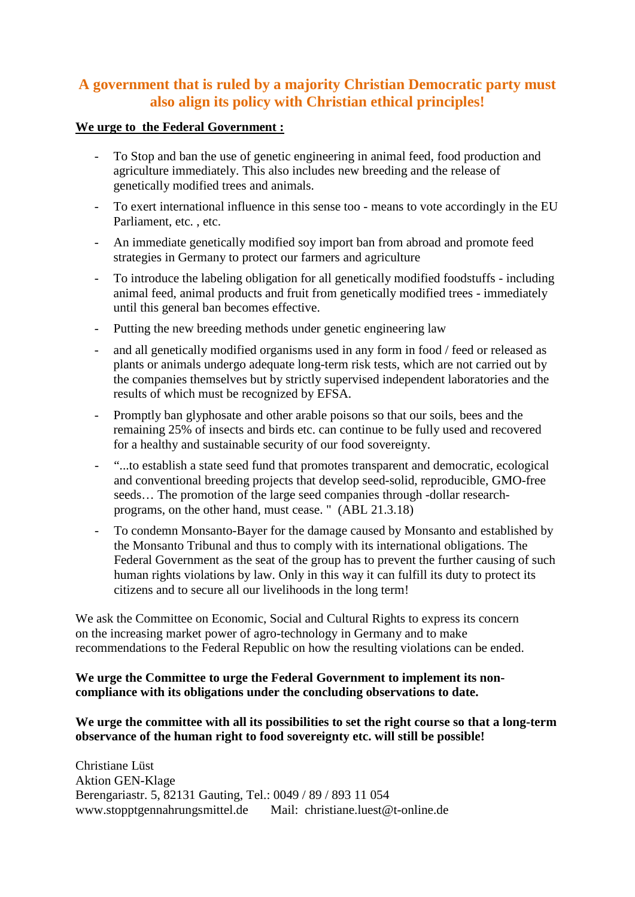## A government that is ruled by a majority Christian Democratic party must also align its policy with Christian ethical principles!

**We urge to the Federal Government :**

- To Stop and ban the use of genetic engineering in animal feed, food production and agriculture immediately. This also includes new breeding and the release of genetically modified trees and animals.
- To exert international influence in this sense too - means to vote accordingly in the EU Parliament, etc. , etc.
- An immediate genetically modified soy import ban from abroad and promote feed strategies in Germany to protect our farmers and agriculture
- To introduce the labeling obligation for all genetically modified foodstuffs - including animal feed, animal products and fruit from genetically modified trees - immediately until this general ban becomes effective.
- Putting the new breeding methods under genetic engineering law
- and all genetically modified organisms used in any form in food / feed or released as plants or animals undergo adequate long-term risk tests, which are not carried out by the companies themselves but by strictly supervised independent laboratories and the results of which must be recognized by EFSA.
- Promptly ban glyphosate and other arable poisons so that our soils, bees and the remaining 25% of insects and birds etc. can continue to be fully used and recovered for a healthy and sustainable security of our food sovereignty.
- "...to establish a state seed fund that promotes transparent and democratic, ecological and conventional breeding projects that develop seed-solid, reproducible, GMO-free seeds… The promotion of the large seed companies through -dollar research-programs, on the other hand, must cease. " (ABL 21.3.18)
- To condemn Monsanto-Bayer for the damage caused by Monsanto and established by the Monsanto Tribunal and thus to comply with its international obligations. The Federal Government as the seat of the group has to prevent the further causing of such human rights violations by law. Only in this way it can fulfill its duty to protect its citizens and to secure all our livelihoods in the long term!

We ask the Committee on Economic, Social and Cultural Rights to express its concern on the increasing market power of agro-technology in Germany and to make recommendations to the Federal Republic on how the resulting violations can be ended.

**We urge the Committee to urge the Federal Government to implement its non-compliance with its obligations under the concluding observations to date.**

**We urge the committee with all its possibilities to set the right course so that a long-term observance of the human right to food sovereignty etc. will still be possible!**

Christiane Lüst
Aktion GEN-Klage
Berengariastr. 5, 82131 Gauting, Tel.: 0049 / 89 / 893 11 054
www.stopptgennahrungsmittel.de Mail: christiane.luest@t-online.de